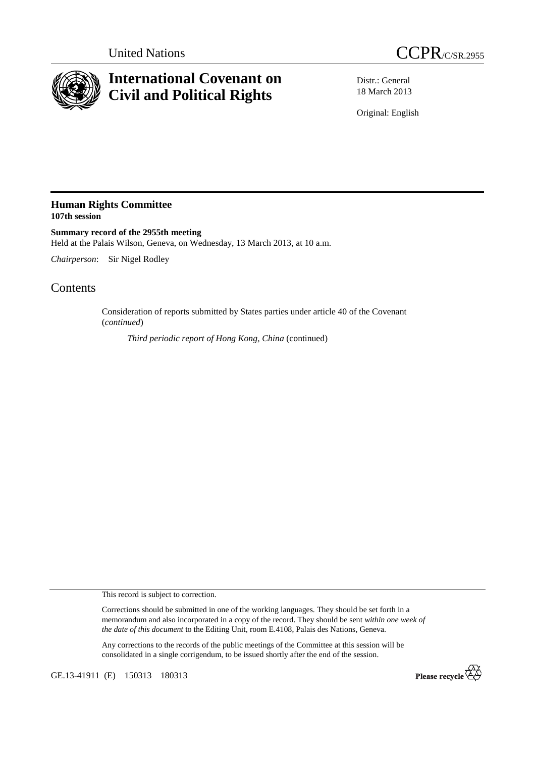United Nations

CCPR/C/SR.2955

# International Covenant on Civil and Political Rights

Distr.: General
18 March 2013

Original: English

## Human Rights Committee
**107th session**

**Summary record of the 2955th meeting**
Held at the Palais Wilson, Geneva, on Wednesday, 13 March 2013, at 10 a.m.

*Chairperson*: Sir Nigel Rodley

# Contents

Consideration of reports submitted by States parties under article 40 of the Covenant (*continued*)

*Third periodic report of Hong Kong, China* (continued)

This record is subject to correction.

Corrections should be submitted in one of the working languages. They should be set forth in a memorandum and also incorporated in a copy of the record. They should be sent *within one week of the date of this document* to the Editing Unit, room E.4108, Palais des Nations, Geneva.

Any corrections to the records of the public meetings of the Committee at this session will be consolidated in a single corrigendum, to be issued shortly after the end of the session.

GE.13-41911 (E) 150313 180313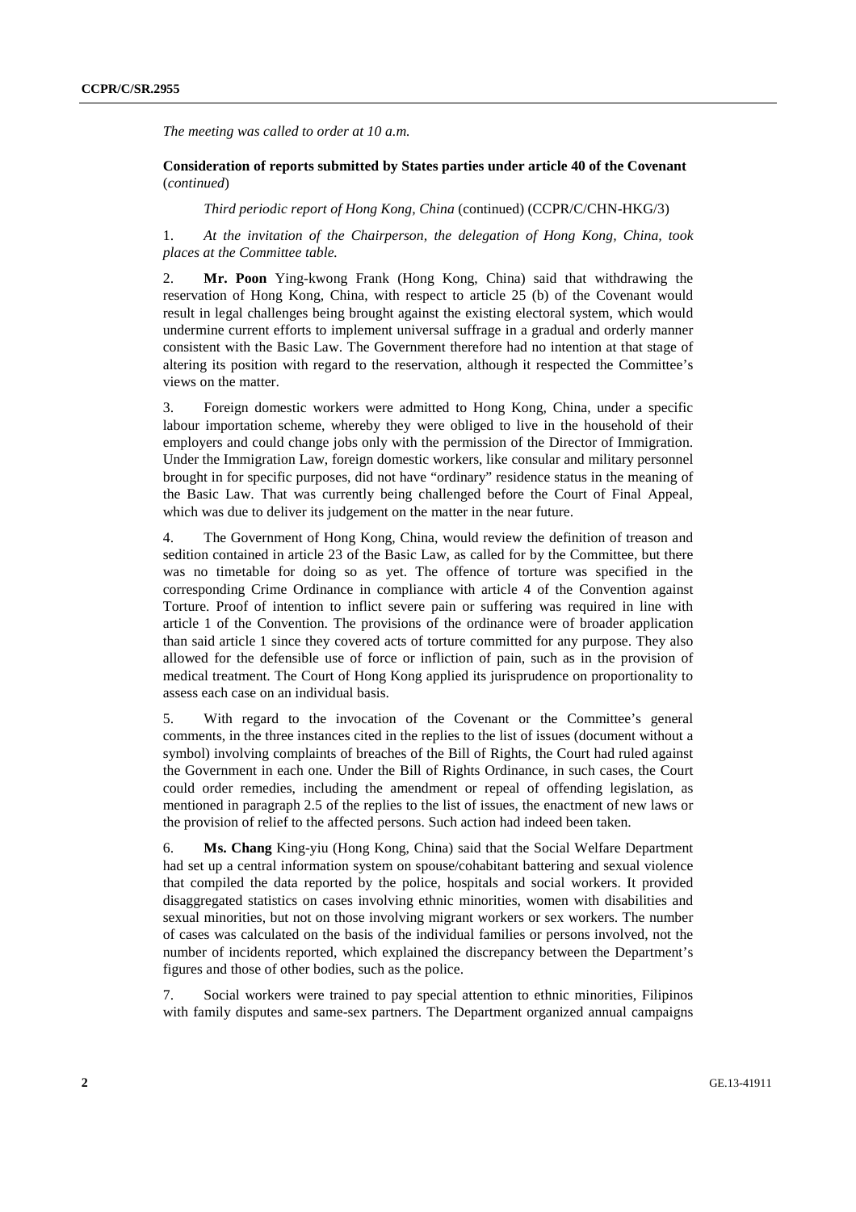*The meeting was called to order at 10 a.m.*

**Consideration of reports submitted by States parties under article 40 of the Covenant** (*continued*)

*Third periodic report of Hong Kong, China* (continued) (CCPR/C/CHN-HKG/3)

1. *At the invitation of the Chairperson, the delegation of Hong Kong, China, took places at the Committee table.*

2. **Mr. Poon** Ying-kwong Frank (Hong Kong, China) said that withdrawing the reservation of Hong Kong, China, with respect to article 25 (b) of the Covenant would result in legal challenges being brought against the existing electoral system, which would undermine current efforts to implement universal suffrage in a gradual and orderly manner consistent with the Basic Law. The Government therefore had no intention at that stage of altering its position with regard to the reservation, although it respected the Committee's views on the matter.

3. Foreign domestic workers were admitted to Hong Kong, China, under a specific labour importation scheme, whereby they were obliged to live in the household of their employers and could change jobs only with the permission of the Director of Immigration. Under the Immigration Law, foreign domestic workers, like consular and military personnel brought in for specific purposes, did not have "ordinary" residence status in the meaning of the Basic Law. That was currently being challenged before the Court of Final Appeal, which was due to deliver its judgement on the matter in the near future.

4. The Government of Hong Kong, China, would review the definition of treason and sedition contained in article 23 of the Basic Law, as called for by the Committee, but there was no timetable for doing so as yet. The offence of torture was specified in the corresponding Crime Ordinance in compliance with article 4 of the Convention against Torture. Proof of intention to inflict severe pain or suffering was required in line with article 1 of the Convention. The provisions of the ordinance were of broader application than said article 1 since they covered acts of torture committed for any purpose. They also allowed for the defensible use of force or infliction of pain, such as in the provision of medical treatment. The Court of Hong Kong applied its jurisprudence on proportionality to assess each case on an individual basis.

5. With regard to the invocation of the Covenant or the Committee's general comments, in the three instances cited in the replies to the list of issues (document without a symbol) involving complaints of breaches of the Bill of Rights, the Court had ruled against the Government in each one. Under the Bill of Rights Ordinance, in such cases, the Court could order remedies, including the amendment or repeal of offending legislation, as mentioned in paragraph 2.5 of the replies to the list of issues, the enactment of new laws or the provision of relief to the affected persons. Such action had indeed been taken.

6. **Ms. Chang** King-yiu (Hong Kong, China) said that the Social Welfare Department had set up a central information system on spouse/cohabitant battering and sexual violence that compiled the data reported by the police, hospitals and social workers. It provided disaggregated statistics on cases involving ethnic minorities, women with disabilities and sexual minorities, but not on those involving migrant workers or sex workers. The number of cases was calculated on the basis of the individual families or persons involved, not the number of incidents reported, which explained the discrepancy between the Department's figures and those of other bodies, such as the police.

7. Social workers were trained to pay special attention to ethnic minorities, Filipinos with family disputes and same-sex partners. The Department organized annual campaigns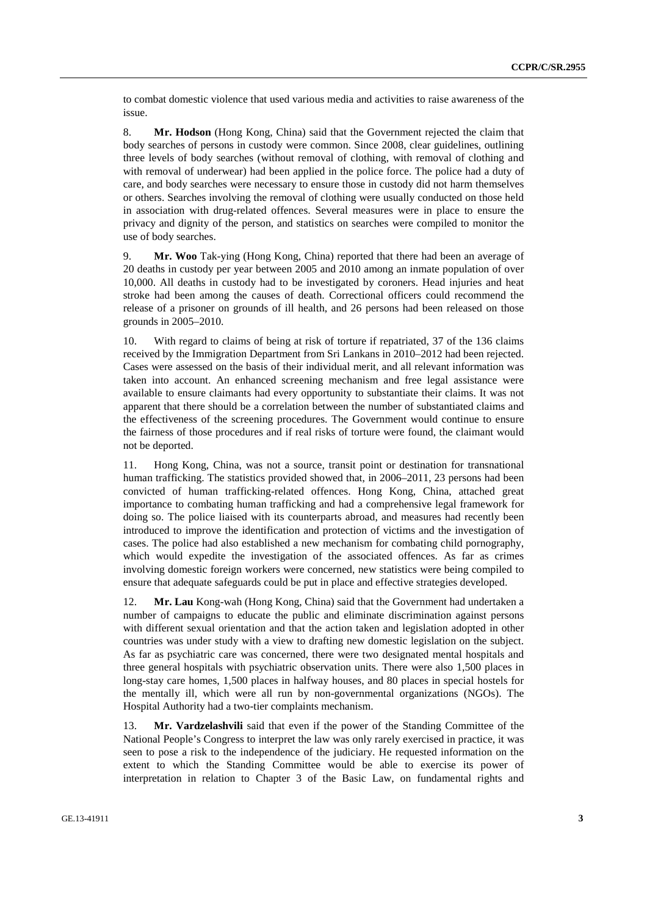to combat domestic violence that used various media and activities to raise awareness of the issue.

8. **Mr. Hodson** (Hong Kong, China) said that the Government rejected the claim that body searches of persons in custody were common. Since 2008, clear guidelines, outlining three levels of body searches (without removal of clothing, with removal of clothing and with removal of underwear) had been applied in the police force. The police had a duty of care, and body searches were necessary to ensure those in custody did not harm themselves or others. Searches involving the removal of clothing were usually conducted on those held in association with drug-related offences. Several measures were in place to ensure the privacy and dignity of the person, and statistics on searches were compiled to monitor the use of body searches.

9. **Mr. Woo** Tak-ying (Hong Kong, China) reported that there had been an average of 20 deaths in custody per year between 2005 and 2010 among an inmate population of over 10,000. All deaths in custody had to be investigated by coroners. Head injuries and heat stroke had been among the causes of death. Correctional officers could recommend the release of a prisoner on grounds of ill health, and 26 persons had been released on those grounds in 2005–2010.

10. With regard to claims of being at risk of torture if repatriated, 37 of the 136 claims received by the Immigration Department from Sri Lankans in 2010–2012 had been rejected. Cases were assessed on the basis of their individual merit, and all relevant information was taken into account. An enhanced screening mechanism and free legal assistance were available to ensure claimants had every opportunity to substantiate their claims. It was not apparent that there should be a correlation between the number of substantiated claims and the effectiveness of the screening procedures. The Government would continue to ensure the fairness of those procedures and if real risks of torture were found, the claimant would not be deported.

11. Hong Kong, China, was not a source, transit point or destination for transnational human trafficking. The statistics provided showed that, in 2006–2011, 23 persons had been convicted of human trafficking-related offences. Hong Kong, China, attached great importance to combating human trafficking and had a comprehensive legal framework for doing so. The police liaised with its counterparts abroad, and measures had recently been introduced to improve the identification and protection of victims and the investigation of cases. The police had also established a new mechanism for combating child pornography, which would expedite the investigation of the associated offences. As far as crimes involving domestic foreign workers were concerned, new statistics were being compiled to ensure that adequate safeguards could be put in place and effective strategies developed.

12. **Mr. Lau** Kong-wah (Hong Kong, China) said that the Government had undertaken a number of campaigns to educate the public and eliminate discrimination against persons with different sexual orientation and that the action taken and legislation adopted in other countries was under study with a view to drafting new domestic legislation on the subject. As far as psychiatric care was concerned, there were two designated mental hospitals and three general hospitals with psychiatric observation units. There were also 1,500 places in long-stay care homes, 1,500 places in halfway houses, and 80 places in special hostels for the mentally ill, which were all run by non-governmental organizations (NGOs). The Hospital Authority had a two-tier complaints mechanism.

13. **Mr. Vardzelashvili** said that even if the power of the Standing Committee of the National People's Congress to interpret the law was only rarely exercised in practice, it was seen to pose a risk to the independence of the judiciary. He requested information on the extent to which the Standing Committee would be able to exercise its power of interpretation in relation to Chapter 3 of the Basic Law, on fundamental rights and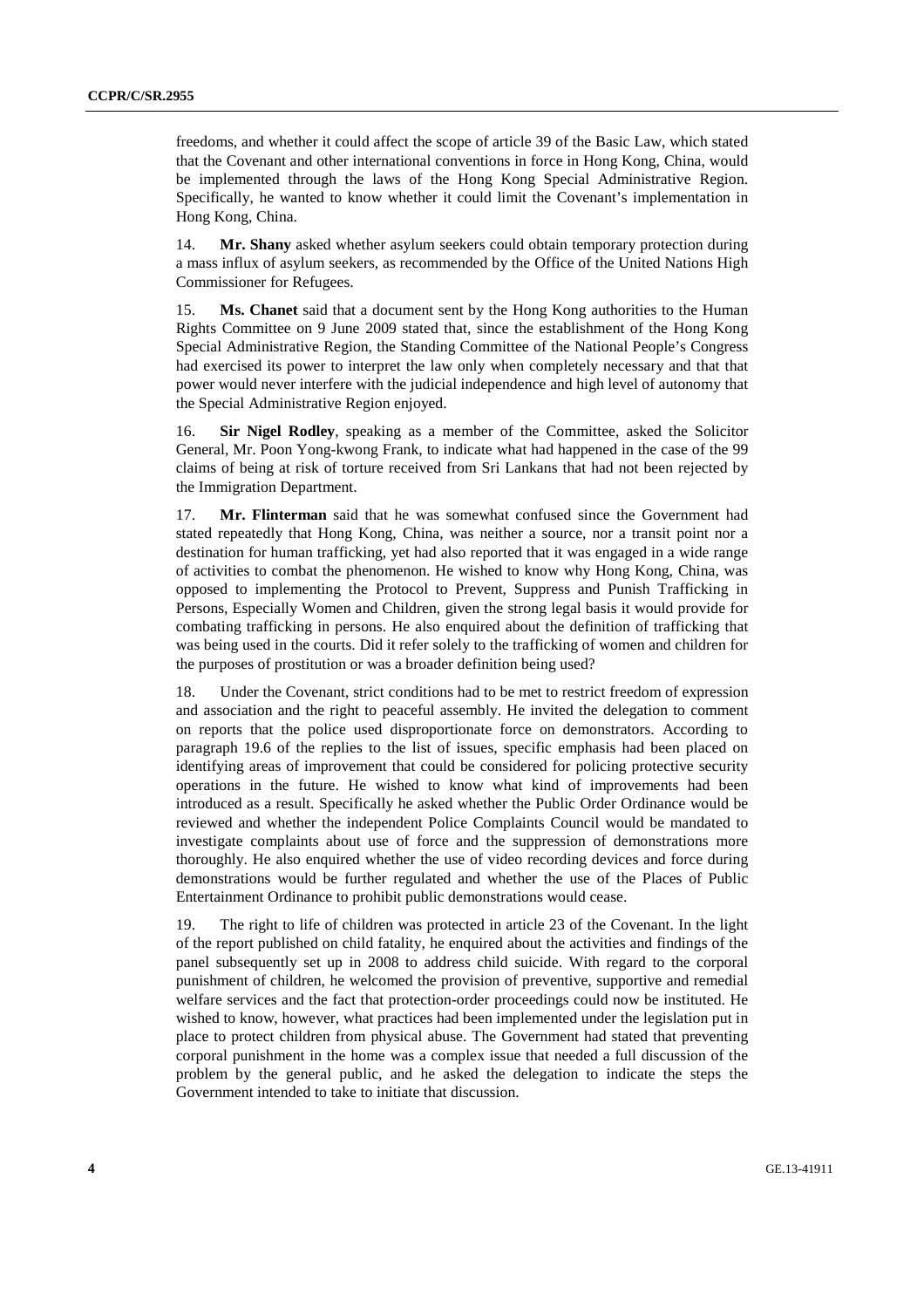freedoms, and whether it could affect the scope of article 39 of the Basic Law, which stated that the Covenant and other international conventions in force in Hong Kong, China, would be implemented through the laws of the Hong Kong Special Administrative Region. Specifically, he wanted to know whether it could limit the Covenant's implementation in Hong Kong, China.

14. **Mr. Shany** asked whether asylum seekers could obtain temporary protection during a mass influx of asylum seekers, as recommended by the Office of the United Nations High Commissioner for Refugees.

15. **Ms. Chanet** said that a document sent by the Hong Kong authorities to the Human Rights Committee on 9 June 2009 stated that, since the establishment of the Hong Kong Special Administrative Region, the Standing Committee of the National People's Congress had exercised its power to interpret the law only when completely necessary and that that power would never interfere with the judicial independence and high level of autonomy that the Special Administrative Region enjoyed.

16. **Sir Nigel Rodley**, speaking as a member of the Committee, asked the Solicitor General, Mr. Poon Yong-kwong Frank, to indicate what had happened in the case of the 99 claims of being at risk of torture received from Sri Lankans that had not been rejected by the Immigration Department.

17. **Mr. Flinterman** said that he was somewhat confused since the Government had stated repeatedly that Hong Kong, China, was neither a source, nor a transit point nor a destination for human trafficking, yet had also reported that it was engaged in a wide range of activities to combat the phenomenon. He wished to know why Hong Kong, China, was opposed to implementing the Protocol to Prevent, Suppress and Punish Trafficking in Persons, Especially Women and Children, given the strong legal basis it would provide for combating trafficking in persons. He also enquired about the definition of trafficking that was being used in the courts. Did it refer solely to the trafficking of women and children for the purposes of prostitution or was a broader definition being used?

18. Under the Covenant, strict conditions had to be met to restrict freedom of expression and association and the right to peaceful assembly. He invited the delegation to comment on reports that the police used disproportionate force on demonstrators. According to paragraph 19.6 of the replies to the list of issues, specific emphasis had been placed on identifying areas of improvement that could be considered for policing protective security operations in the future. He wished to know what kind of improvements had been introduced as a result. Specifically he asked whether the Public Order Ordinance would be reviewed and whether the independent Police Complaints Council would be mandated to investigate complaints about use of force and the suppression of demonstrations more thoroughly. He also enquired whether the use of video recording devices and force during demonstrations would be further regulated and whether the use of the Places of Public Entertainment Ordinance to prohibit public demonstrations would cease.

19. The right to life of children was protected in article 23 of the Covenant. In the light of the report published on child fatality, he enquired about the activities and findings of the panel subsequently set up in 2008 to address child suicide. With regard to the corporal punishment of children, he welcomed the provision of preventive, supportive and remedial welfare services and the fact that protection-order proceedings could now be instituted. He wished to know, however, what practices had been implemented under the legislation put in place to protect children from physical abuse. The Government had stated that preventing corporal punishment in the home was a complex issue that needed a full discussion of the problem by the general public, and he asked the delegation to indicate the steps the Government intended to take to initiate that discussion.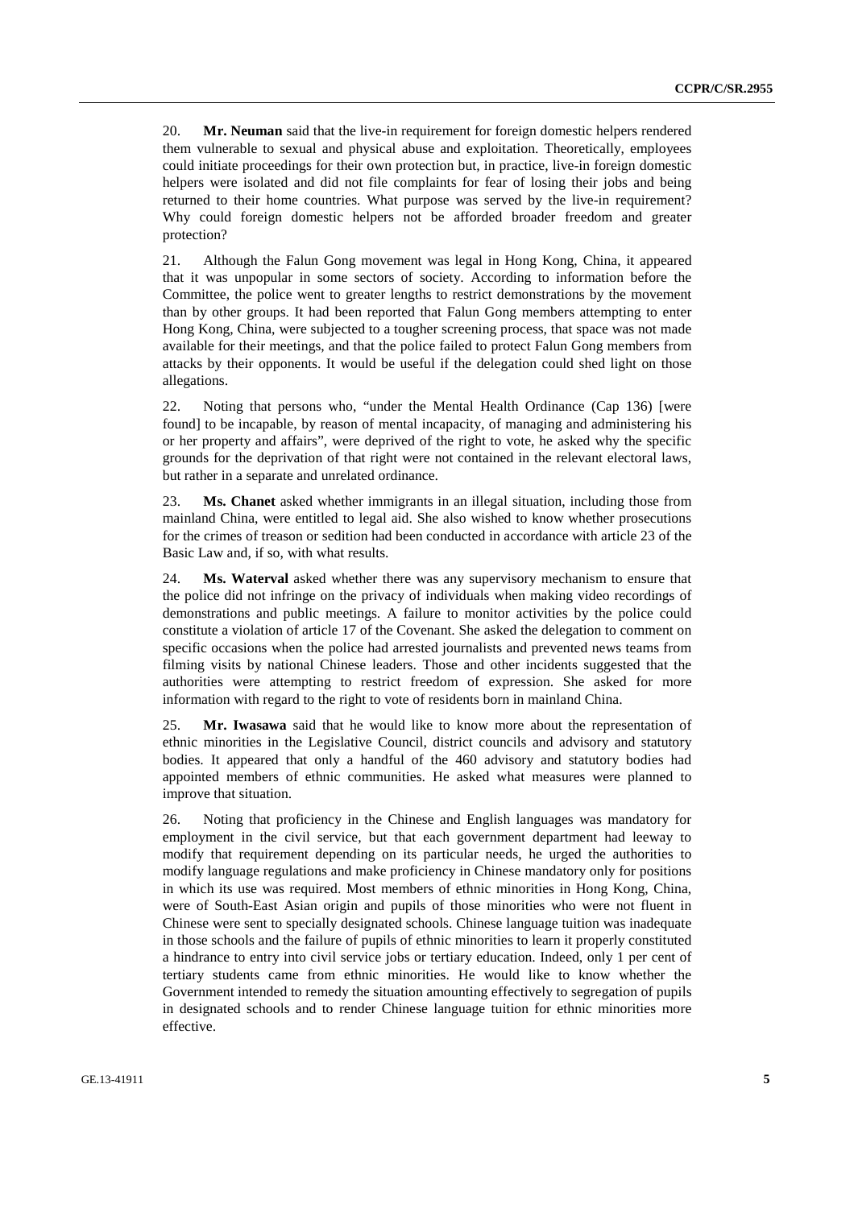20. **Mr. Neuman** said that the live-in requirement for foreign domestic helpers rendered them vulnerable to sexual and physical abuse and exploitation. Theoretically, employees could initiate proceedings for their own protection but, in practice, live-in foreign domestic helpers were isolated and did not file complaints for fear of losing their jobs and being returned to their home countries. What purpose was served by the live-in requirement? Why could foreign domestic helpers not be afforded broader freedom and greater protection?

21. Although the Falun Gong movement was legal in Hong Kong, China, it appeared that it was unpopular in some sectors of society. According to information before the Committee, the police went to greater lengths to restrict demonstrations by the movement than by other groups. It had been reported that Falun Gong members attempting to enter Hong Kong, China, were subjected to a tougher screening process, that space was not made available for their meetings, and that the police failed to protect Falun Gong members from attacks by their opponents. It would be useful if the delegation could shed light on those allegations.

22. Noting that persons who, "under the Mental Health Ordinance (Cap 136) [were found] to be incapable, by reason of mental incapacity, of managing and administering his or her property and affairs", were deprived of the right to vote, he asked why the specific grounds for the deprivation of that right were not contained in the relevant electoral laws, but rather in a separate and unrelated ordinance.

23. **Ms. Chanet** asked whether immigrants in an illegal situation, including those from mainland China, were entitled to legal aid. She also wished to know whether prosecutions for the crimes of treason or sedition had been conducted in accordance with article 23 of the Basic Law and, if so, with what results.

24. **Ms. Waterval** asked whether there was any supervisory mechanism to ensure that the police did not infringe on the privacy of individuals when making video recordings of demonstrations and public meetings. A failure to monitor activities by the police could constitute a violation of article 17 of the Covenant. She asked the delegation to comment on specific occasions when the police had arrested journalists and prevented news teams from filming visits by national Chinese leaders. Those and other incidents suggested that the authorities were attempting to restrict freedom of expression. She asked for more information with regard to the right to vote of residents born in mainland China.

25. **Mr. Iwasawa** said that he would like to know more about the representation of ethnic minorities in the Legislative Council, district councils and advisory and statutory bodies. It appeared that only a handful of the 460 advisory and statutory bodies had appointed members of ethnic communities. He asked what measures were planned to improve that situation.

26. Noting that proficiency in the Chinese and English languages was mandatory for employment in the civil service, but that each government department had leeway to modify that requirement depending on its particular needs, he urged the authorities to modify language regulations and make proficiency in Chinese mandatory only for positions in which its use was required. Most members of ethnic minorities in Hong Kong, China, were of South-East Asian origin and pupils of those minorities who were not fluent in Chinese were sent to specially designated schools. Chinese language tuition was inadequate in those schools and the failure of pupils of ethnic minorities to learn it properly constituted a hindrance to entry into civil service jobs or tertiary education. Indeed, only 1 per cent of tertiary students came from ethnic minorities. He would like to know whether the Government intended to remedy the situation amounting effectively to segregation of pupils in designated schools and to render Chinese language tuition for ethnic minorities more effective.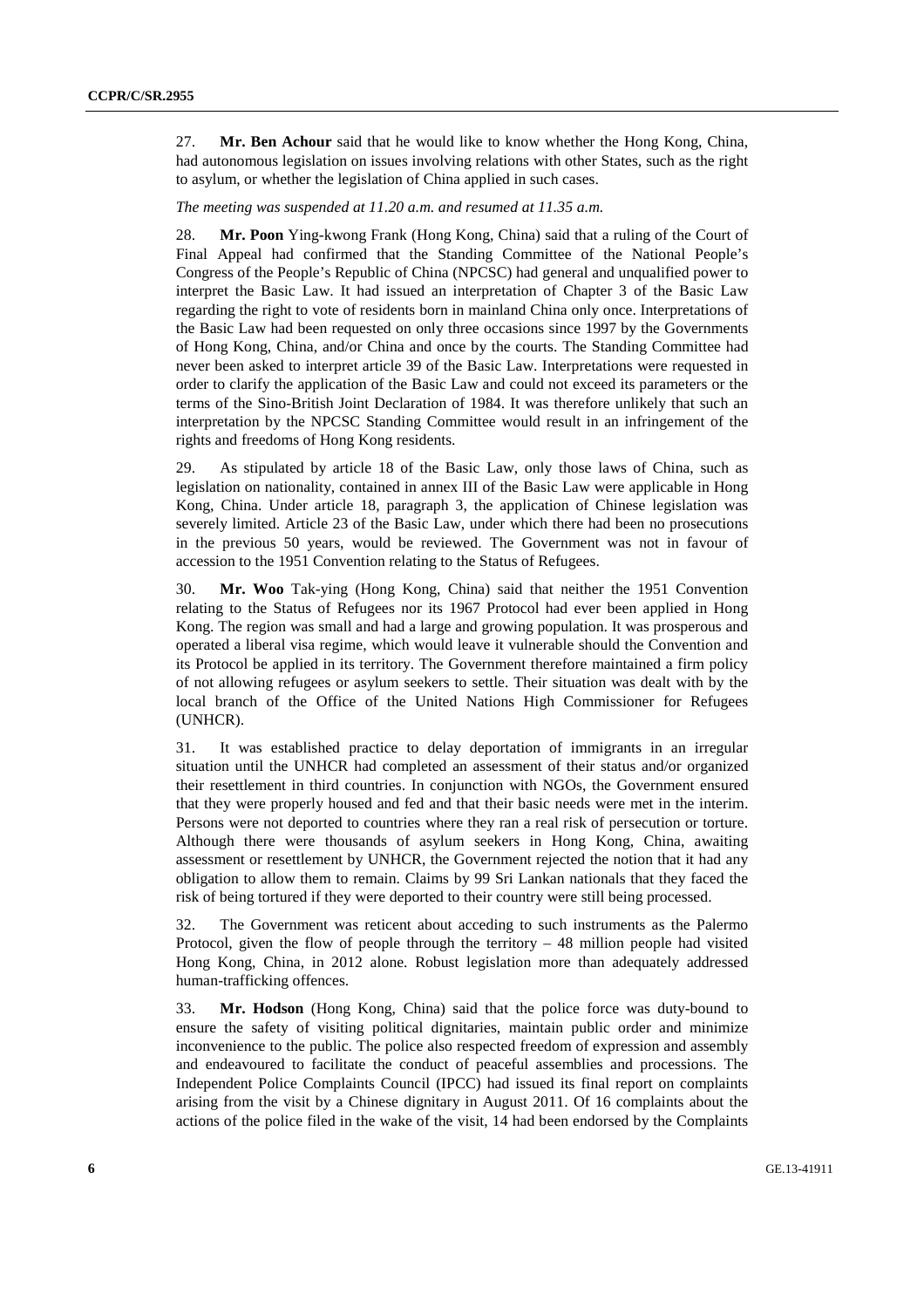27. **Mr. Ben Achour** said that he would like to know whether the Hong Kong, China, had autonomous legislation on issues involving relations with other States, such as the right to asylum, or whether the legislation of China applied in such cases.

*The meeting was suspended at 11.20 a.m. and resumed at 11.35 a.m.*

28. **Mr. Poon** Ying-kwong Frank (Hong Kong, China) said that a ruling of the Court of Final Appeal had confirmed that the Standing Committee of the National People's Congress of the People's Republic of China (NPCSC) had general and unqualified power to interpret the Basic Law. It had issued an interpretation of Chapter 3 of the Basic Law regarding the right to vote of residents born in mainland China only once. Interpretations of the Basic Law had been requested on only three occasions since 1997 by the Governments of Hong Kong, China, and/or China and once by the courts. The Standing Committee had never been asked to interpret article 39 of the Basic Law. Interpretations were requested in order to clarify the application of the Basic Law and could not exceed its parameters or the terms of the Sino-British Joint Declaration of 1984. It was therefore unlikely that such an interpretation by the NPCSC Standing Committee would result in an infringement of the rights and freedoms of Hong Kong residents.

29. As stipulated by article 18 of the Basic Law, only those laws of China, such as legislation on nationality, contained in annex III of the Basic Law were applicable in Hong Kong, China. Under article 18, paragraph 3, the application of Chinese legislation was severely limited. Article 23 of the Basic Law, under which there had been no prosecutions in the previous 50 years, would be reviewed. The Government was not in favour of accession to the 1951 Convention relating to the Status of Refugees.

30. **Mr. Woo** Tak-ying (Hong Kong, China) said that neither the 1951 Convention relating to the Status of Refugees nor its 1967 Protocol had ever been applied in Hong Kong. The region was small and had a large and growing population. It was prosperous and operated a liberal visa regime, which would leave it vulnerable should the Convention and its Protocol be applied in its territory. The Government therefore maintained a firm policy of not allowing refugees or asylum seekers to settle. Their situation was dealt with by the local branch of the Office of the United Nations High Commissioner for Refugees (UNHCR).

31. It was established practice to delay deportation of immigrants in an irregular situation until the UNHCR had completed an assessment of their status and/or organized their resettlement in third countries. In conjunction with NGOs, the Government ensured that they were properly housed and fed and that their basic needs were met in the interim. Persons were not deported to countries where they ran a real risk of persecution or torture. Although there were thousands of asylum seekers in Hong Kong, China, awaiting assessment or resettlement by UNHCR, the Government rejected the notion that it had any obligation to allow them to remain. Claims by 99 Sri Lankan nationals that they faced the risk of being tortured if they were deported to their country were still being processed.

32. The Government was reticent about acceding to such instruments as the Palermo Protocol, given the flow of people through the territory – 48 million people had visited Hong Kong, China, in 2012 alone. Robust legislation more than adequately addressed human-trafficking offences.

33. **Mr. Hodson** (Hong Kong, China) said that the police force was duty-bound to ensure the safety of visiting political dignitaries, maintain public order and minimize inconvenience to the public. The police also respected freedom of expression and assembly and endeavoured to facilitate the conduct of peaceful assemblies and processions. The Independent Police Complaints Council (IPCC) had issued its final report on complaints arising from the visit by a Chinese dignitary in August 2011. Of 16 complaints about the actions of the police filed in the wake of the visit, 14 had been endorsed by the Complaints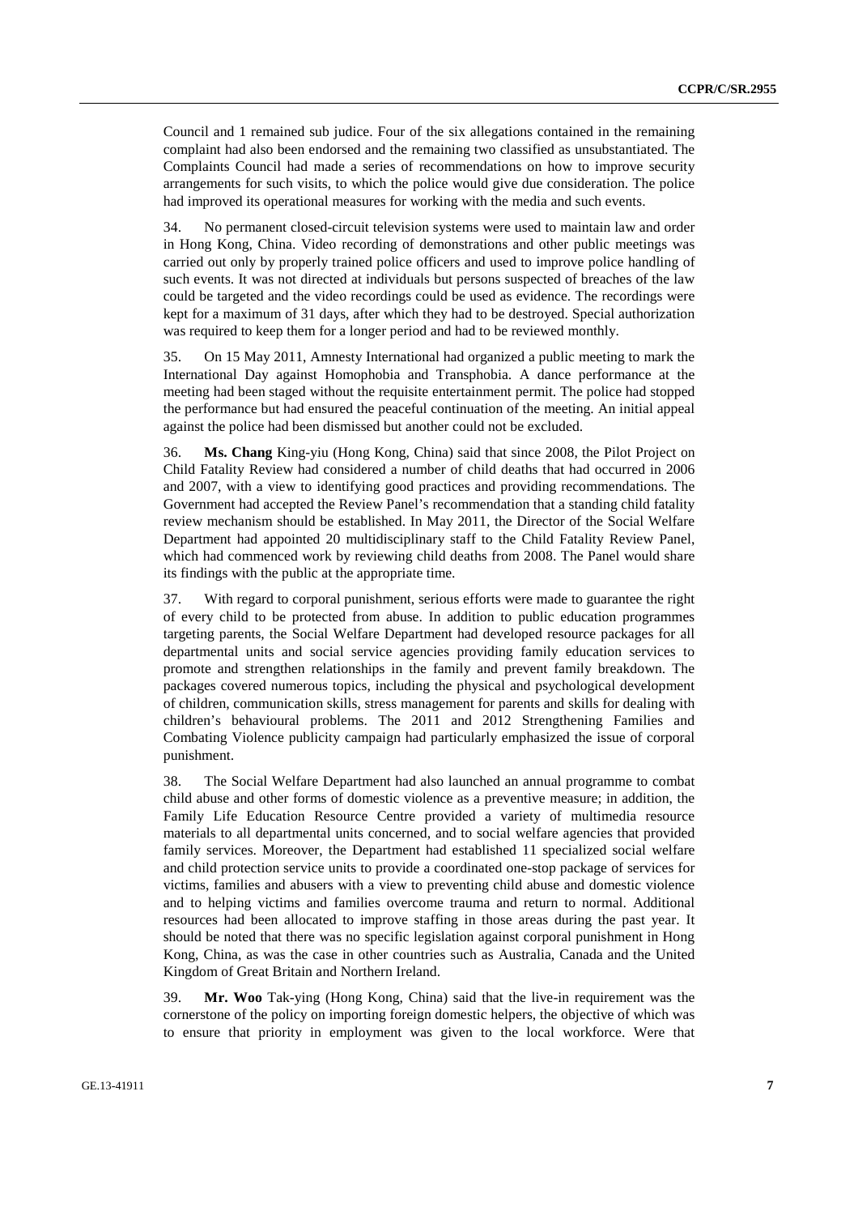Council and 1 remained sub judice. Four of the six allegations contained in the remaining complaint had also been endorsed and the remaining two classified as unsubstantiated. The Complaints Council had made a series of recommendations on how to improve security arrangements for such visits, to which the police would give due consideration. The police had improved its operational measures for working with the media and such events.

34. No permanent closed-circuit television systems were used to maintain law and order in Hong Kong, China. Video recording of demonstrations and other public meetings was carried out only by properly trained police officers and used to improve police handling of such events. It was not directed at individuals but persons suspected of breaches of the law could be targeted and the video recordings could be used as evidence. The recordings were kept for a maximum of 31 days, after which they had to be destroyed. Special authorization was required to keep them for a longer period and had to be reviewed monthly.

35. On 15 May 2011, Amnesty International had organized a public meeting to mark the International Day against Homophobia and Transphobia. A dance performance at the meeting had been staged without the requisite entertainment permit. The police had stopped the performance but had ensured the peaceful continuation of the meeting. An initial appeal against the police had been dismissed but another could not be excluded.

36. **Ms. Chang** King-yiu (Hong Kong, China) said that since 2008, the Pilot Project on Child Fatality Review had considered a number of child deaths that had occurred in 2006 and 2007, with a view to identifying good practices and providing recommendations. The Government had accepted the Review Panel's recommendation that a standing child fatality review mechanism should be established. In May 2011, the Director of the Social Welfare Department had appointed 20 multidisciplinary staff to the Child Fatality Review Panel, which had commenced work by reviewing child deaths from 2008. The Panel would share its findings with the public at the appropriate time.

37. With regard to corporal punishment, serious efforts were made to guarantee the right of every child to be protected from abuse. In addition to public education programmes targeting parents, the Social Welfare Department had developed resource packages for all departmental units and social service agencies providing family education services to promote and strengthen relationships in the family and prevent family breakdown. The packages covered numerous topics, including the physical and psychological development of children, communication skills, stress management for parents and skills for dealing with children's behavioural problems. The 2011 and 2012 Strengthening Families and Combating Violence publicity campaign had particularly emphasized the issue of corporal punishment.

38. The Social Welfare Department had also launched an annual programme to combat child abuse and other forms of domestic violence as a preventive measure; in addition, the Family Life Education Resource Centre provided a variety of multimedia resource materials to all departmental units concerned, and to social welfare agencies that provided family services. Moreover, the Department had established 11 specialized social welfare and child protection service units to provide a coordinated one-stop package of services for victims, families and abusers with a view to preventing child abuse and domestic violence and to helping victims and families overcome trauma and return to normal. Additional resources had been allocated to improve staffing in those areas during the past year. It should be noted that there was no specific legislation against corporal punishment in Hong Kong, China, as was the case in other countries such as Australia, Canada and the United Kingdom of Great Britain and Northern Ireland.

39. **Mr. Woo** Tak-ying (Hong Kong, China) said that the live-in requirement was the cornerstone of the policy on importing foreign domestic helpers, the objective of which was to ensure that priority in employment was given to the local workforce. Were that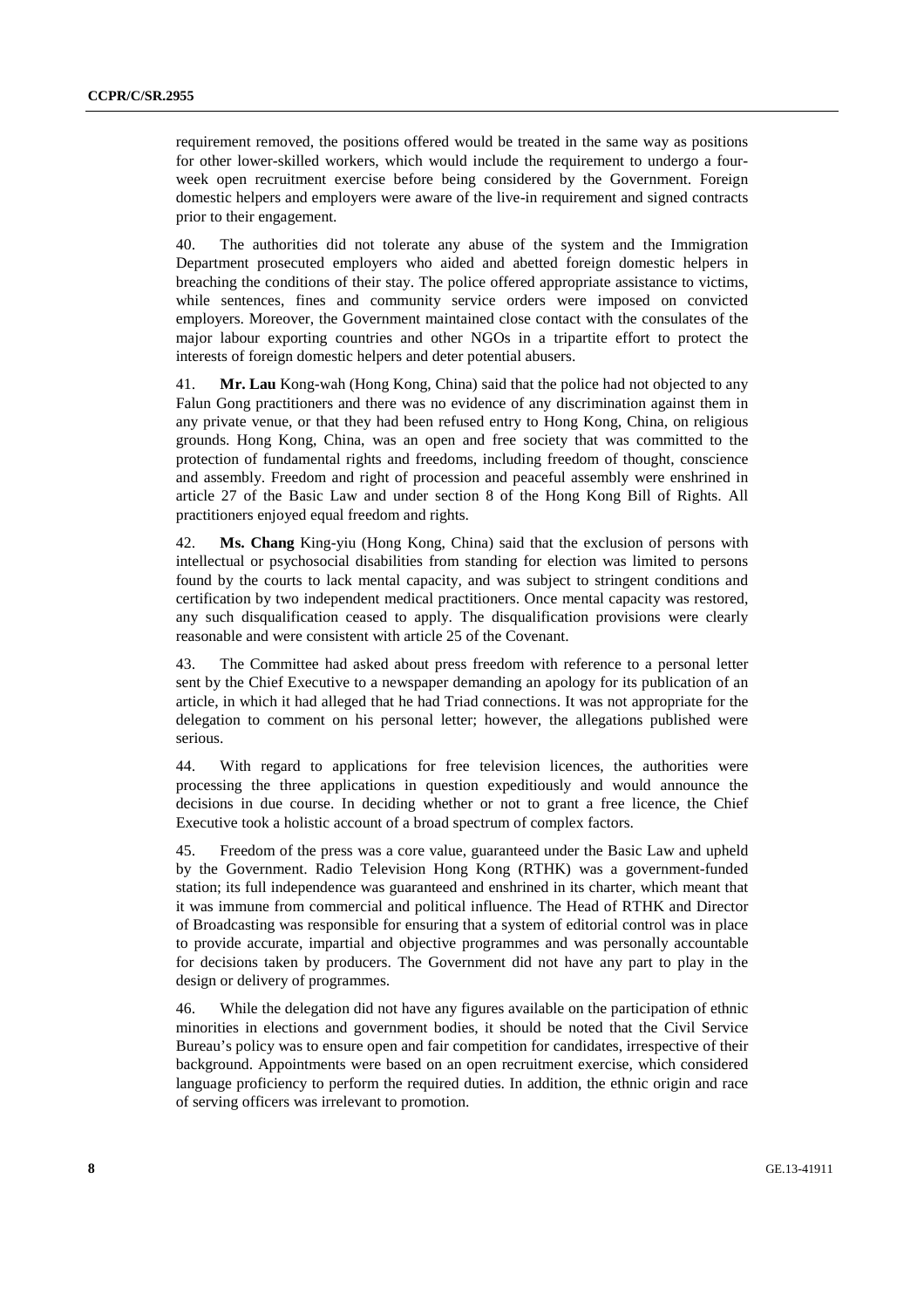requirement removed, the positions offered would be treated in the same way as positions for other lower-skilled workers, which would include the requirement to undergo a four-week open recruitment exercise before being considered by the Government. Foreign domestic helpers and employers were aware of the live-in requirement and signed contracts prior to their engagement.

40. The authorities did not tolerate any abuse of the system and the Immigration Department prosecuted employers who aided and abetted foreign domestic helpers in breaching the conditions of their stay. The police offered appropriate assistance to victims, while sentences, fines and community service orders were imposed on convicted employers. Moreover, the Government maintained close contact with the consulates of the major labour exporting countries and other NGOs in a tripartite effort to protect the interests of foreign domestic helpers and deter potential abusers.

41. **Mr. Lau** Kong-wah (Hong Kong, China) said that the police had not objected to any Falun Gong practitioners and there was no evidence of any discrimination against them in any private venue, or that they had been refused entry to Hong Kong, China, on religious grounds. Hong Kong, China, was an open and free society that was committed to the protection of fundamental rights and freedoms, including freedom of thought, conscience and assembly. Freedom and right of procession and peaceful assembly were enshrined in article 27 of the Basic Law and under section 8 of the Hong Kong Bill of Rights. All practitioners enjoyed equal freedom and rights.

42. **Ms. Chang** King-yiu (Hong Kong, China) said that the exclusion of persons with intellectual or psychosocial disabilities from standing for election was limited to persons found by the courts to lack mental capacity, and was subject to stringent conditions and certification by two independent medical practitioners. Once mental capacity was restored, any such disqualification ceased to apply. The disqualification provisions were clearly reasonable and were consistent with article 25 of the Covenant.

43. The Committee had asked about press freedom with reference to a personal letter sent by the Chief Executive to a newspaper demanding an apology for its publication of an article, in which it had alleged that he had Triad connections. It was not appropriate for the delegation to comment on his personal letter; however, the allegations published were serious.

44. With regard to applications for free television licences, the authorities were processing the three applications in question expeditiously and would announce the decisions in due course. In deciding whether or not to grant a free licence, the Chief Executive took a holistic account of a broad spectrum of complex factors.

45. Freedom of the press was a core value, guaranteed under the Basic Law and upheld by the Government. Radio Television Hong Kong (RTHK) was a government-funded station; its full independence was guaranteed and enshrined in its charter, which meant that it was immune from commercial and political influence. The Head of RTHK and Director of Broadcasting was responsible for ensuring that a system of editorial control was in place to provide accurate, impartial and objective programmes and was personally accountable for decisions taken by producers. The Government did not have any part to play in the design or delivery of programmes.

46. While the delegation did not have any figures available on the participation of ethnic minorities in elections and government bodies, it should be noted that the Civil Service Bureau's policy was to ensure open and fair competition for candidates, irrespective of their background. Appointments were based on an open recruitment exercise, which considered language proficiency to perform the required duties. In addition, the ethnic origin and race of serving officers was irrelevant to promotion.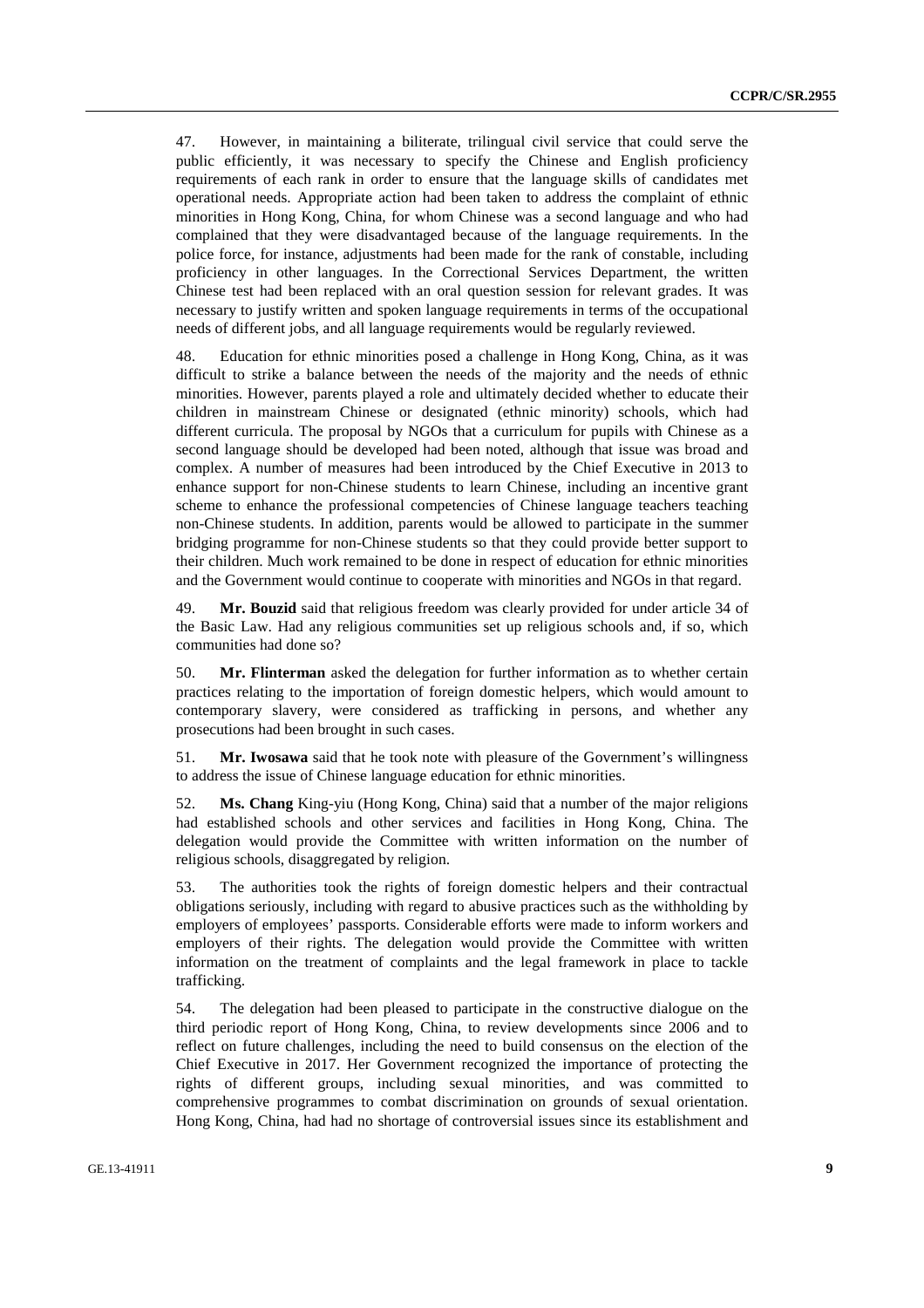47. However, in maintaining a biliterate, trilingual civil service that could serve the public efficiently, it was necessary to specify the Chinese and English proficiency requirements of each rank in order to ensure that the language skills of candidates met operational needs. Appropriate action had been taken to address the complaint of ethnic minorities in Hong Kong, China, for whom Chinese was a second language and who had complained that they were disadvantaged because of the language requirements. In the police force, for instance, adjustments had been made for the rank of constable, including proficiency in other languages. In the Correctional Services Department, the written Chinese test had been replaced with an oral question session for relevant grades. It was necessary to justify written and spoken language requirements in terms of the occupational needs of different jobs, and all language requirements would be regularly reviewed.

48. Education for ethnic minorities posed a challenge in Hong Kong, China, as it was difficult to strike a balance between the needs of the majority and the needs of ethnic minorities. However, parents played a role and ultimately decided whether to educate their children in mainstream Chinese or designated (ethnic minority) schools, which had different curricula. The proposal by NGOs that a curriculum for pupils with Chinese as a second language should be developed had been noted, although that issue was broad and complex. A number of measures had been introduced by the Chief Executive in 2013 to enhance support for non-Chinese students to learn Chinese, including an incentive grant scheme to enhance the professional competencies of Chinese language teachers teaching non-Chinese students. In addition, parents would be allowed to participate in the summer bridging programme for non-Chinese students so that they could provide better support to their children. Much work remained to be done in respect of education for ethnic minorities and the Government would continue to cooperate with minorities and NGOs in that regard.

49. **Mr. Bouzid** said that religious freedom was clearly provided for under article 34 of the Basic Law. Had any religious communities set up religious schools and, if so, which communities had done so?

50. **Mr. Flinterman** asked the delegation for further information as to whether certain practices relating to the importation of foreign domestic helpers, which would amount to contemporary slavery, were considered as trafficking in persons, and whether any prosecutions had been brought in such cases.

51. **Mr. Iwosawa** said that he took note with pleasure of the Government's willingness to address the issue of Chinese language education for ethnic minorities.

52. **Ms. Chang** King-yiu (Hong Kong, China) said that a number of the major religions had established schools and other services and facilities in Hong Kong, China. The delegation would provide the Committee with written information on the number of religious schools, disaggregated by religion.

53. The authorities took the rights of foreign domestic helpers and their contractual obligations seriously, including with regard to abusive practices such as the withholding by employers of employees' passports. Considerable efforts were made to inform workers and employers of their rights. The delegation would provide the Committee with written information on the treatment of complaints and the legal framework in place to tackle trafficking.

54. The delegation had been pleased to participate in the constructive dialogue on the third periodic report of Hong Kong, China, to review developments since 2006 and to reflect on future challenges, including the need to build consensus on the election of the Chief Executive in 2017. Her Government recognized the importance of protecting the rights of different groups, including sexual minorities, and was committed to comprehensive programmes to combat discrimination on grounds of sexual orientation. Hong Kong, China, had had no shortage of controversial issues since its establishment and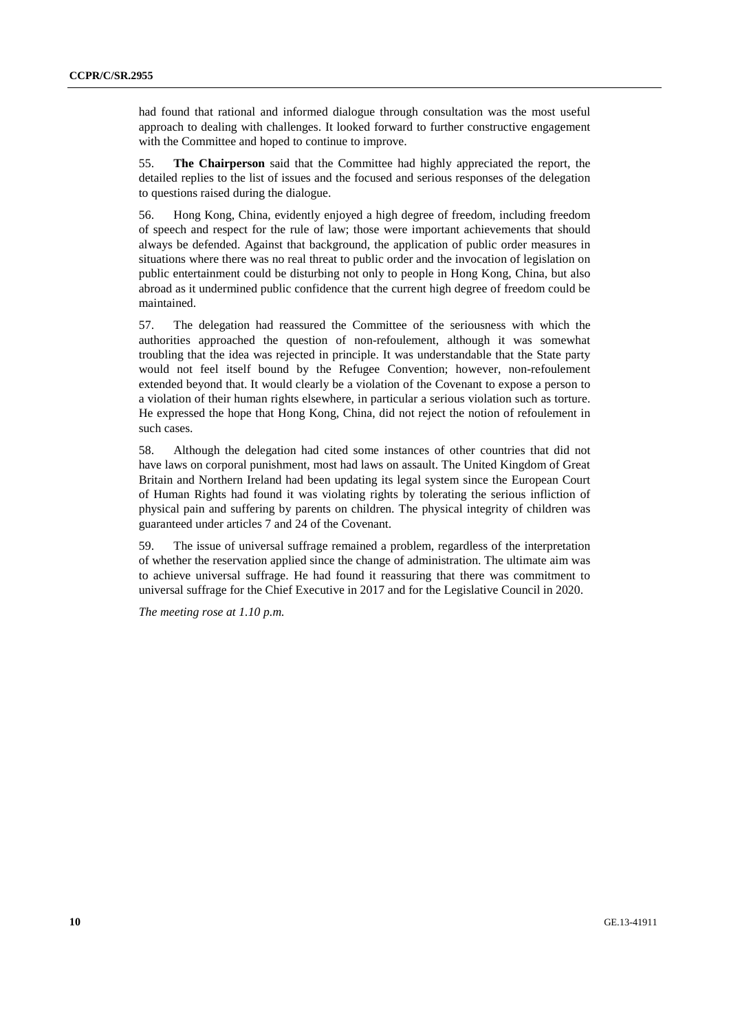had found that rational and informed dialogue through consultation was the most useful approach to dealing with challenges. It looked forward to further constructive engagement with the Committee and hoped to continue to improve.

55. **The Chairperson** said that the Committee had highly appreciated the report, the detailed replies to the list of issues and the focused and serious responses of the delegation to questions raised during the dialogue.

56. Hong Kong, China, evidently enjoyed a high degree of freedom, including freedom of speech and respect for the rule of law; those were important achievements that should always be defended. Against that background, the application of public order measures in situations where there was no real threat to public order and the invocation of legislation on public entertainment could be disturbing not only to people in Hong Kong, China, but also abroad as it undermined public confidence that the current high degree of freedom could be maintained.

57. The delegation had reassured the Committee of the seriousness with which the authorities approached the question of non-refoulement, although it was somewhat troubling that the idea was rejected in principle. It was understandable that the State party would not feel itself bound by the Refugee Convention; however, non-refoulement extended beyond that. It would clearly be a violation of the Covenant to expose a person to a violation of their human rights elsewhere, in particular a serious violation such as torture. He expressed the hope that Hong Kong, China, did not reject the notion of refoulement in such cases.

58. Although the delegation had cited some instances of other countries that did not have laws on corporal punishment, most had laws on assault. The United Kingdom of Great Britain and Northern Ireland had been updating its legal system since the European Court of Human Rights had found it was violating rights by tolerating the serious infliction of physical pain and suffering by parents on children. The physical integrity of children was guaranteed under articles 7 and 24 of the Covenant.

59. The issue of universal suffrage remained a problem, regardless of the interpretation of whether the reservation applied since the change of administration. The ultimate aim was to achieve universal suffrage. He had found it reassuring that there was commitment to universal suffrage for the Chief Executive in 2017 and for the Legislative Council in 2020.

*The meeting rose at 1.10 p.m.*